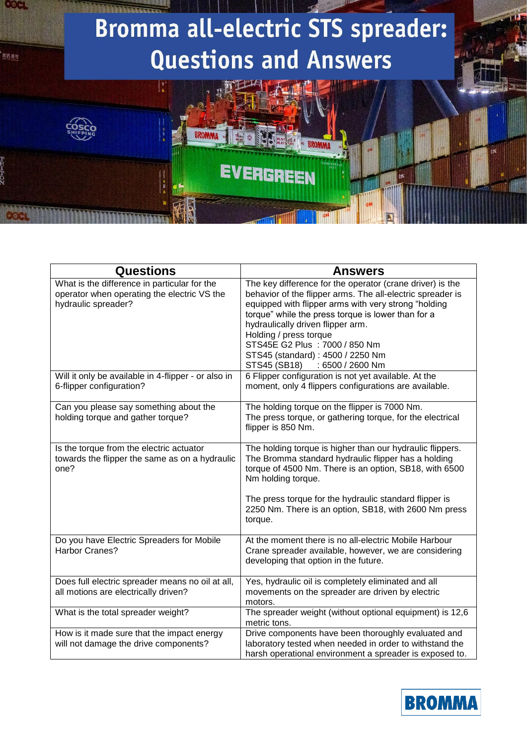# Bromma all-electric STS spreader: Questions and Answers

| Questions | Answers |
| --- | --- |
| What is the difference in particular for the operator when operating the electric VS the hydraulic spreader? | The key difference for the operator (crane driver) is the behavior of the flipper arms. The all-electric spreader is equipped with flipper arms with very strong "holding torque" while the press torque is lower than for a hydraulically driven flipper arm.<br>Holding / press torque<br>STS45E G2 Plus : 7000 / 850 Nm<br>STS45 (standard) : 4500 / 2250 Nm<br>STS45 (SB18) : 6500 / 2600 Nm |
| Will it only be available in 4-flipper - or also in 6-flipper configuration? | 6 Flipper configuration is not yet available. At the moment, only 4 flippers configurations are available. |
| Can you please say something about the holding torque and gather torque? | The holding torque on the flipper is 7000 Nm.<br>The press torque, or gathering torque, for the electrical flipper is 850 Nm. |
| Is the torque from the electric actuator towards the flipper the same as on a hydraulic one? | The holding torque is higher than our hydraulic flippers. The Bromma standard hydraulic flipper has a holding torque of 4500 Nm. There is an option, SB18, with 6500 Nm holding torque.<br><br>The press torque for the hydraulic standard flipper is 2250 Nm. There is an option, SB18, with 2600 Nm press torque. |
| Do you have Electric Spreaders for Mobile Harbor Cranes? | At the moment there is no all-electric Mobile Harbour Crane spreader available, however, we are considering developing that option in the future. |
| Does full electric spreader means no oil at all, all motions are electrically driven? | Yes, hydraulic oil is completely eliminated and all movements on the spreader are driven by electric motors. |
| What is the total spreader weight? | The spreader weight (without optional equipment) is 12,6 metric tons. |
| How is it made sure that the impact energy will not damage the drive components? | Drive components have been thoroughly evaluated and laboratory tested when needed in order to withstand the harsh operational environment a spreader is exposed to. |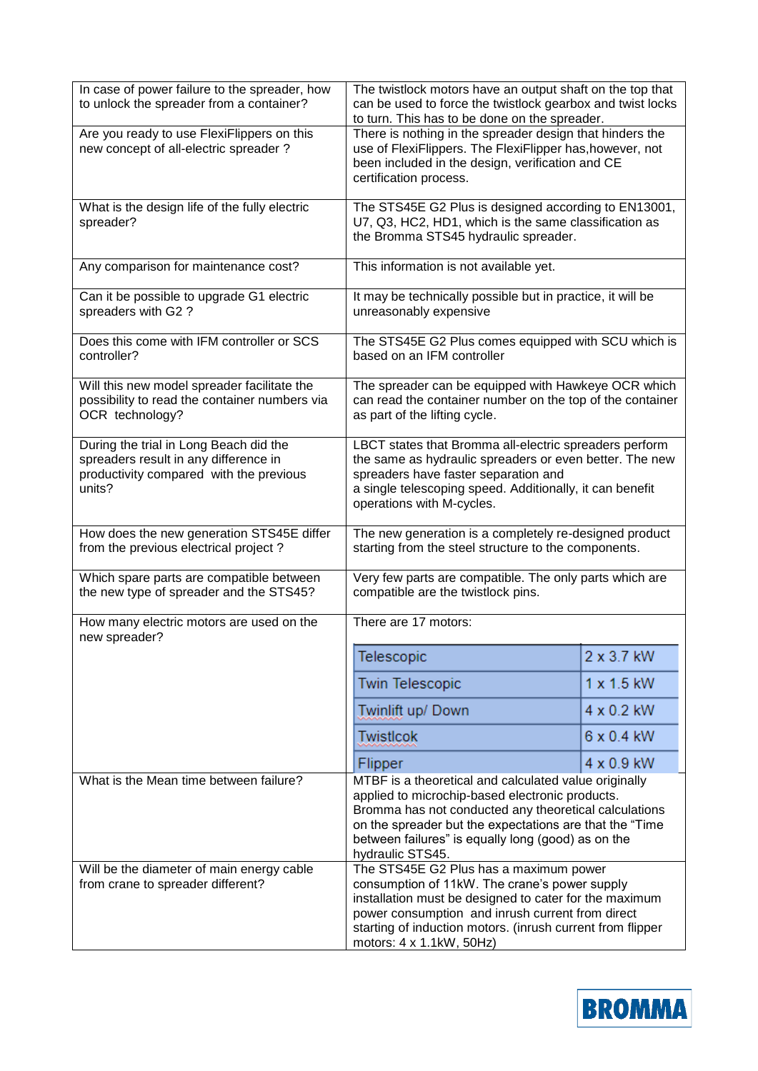| | |
|---|---|
| In case of power failure to the spreader, how to unlock the spreader from a container? | The twistlock motors have an output shaft on the top that can be used to force the twistlock gearbox and twist locks to turn. This has to be done on the spreader. |
| Are you ready to use FlexiFlippers on this new concept of all-electric spreader ? | There is nothing in the spreader design that hinders the use of FlexiFlippers. The FlexiFlipper has,however, not been included in the design, verification and CE certification process. |
| What is the design life of the fully electric spreader? | The STS45E G2 Plus is designed according to EN13001, U7, Q3, HC2, HD1, which is the same classification as the Bromma STS45 hydraulic spreader. |
| Any comparison for maintenance cost? | This information is not available yet. |
| Can it be possible to upgrade G1 electric spreaders with G2 ? | It may be technically possible but in practice, it will be unreasonably expensive |
| Does this come with IFM controller or SCS controller? | The STS45E G2 Plus comes equipped with SCU which is based on an IFM controller |
| Will this new model spreader facilitate the possibility to read the container numbers via OCR technology? | The spreader can be equipped with Hawkeye OCR which can read the container number on the top of the container as part of the lifting cycle. |
| During the trial in Long Beach did the spreaders result in any difference in productivity compared with the previous units? | LBCT states that Bromma all-electric spreaders perform the same as hydraulic spreaders or even better. The new spreaders have faster separation and a single telescoping speed. Additionally, it can benefit operations with M-cycles. |
| How does the new generation STS45E differ from the previous electrical project ? | The new generation is a completely re-designed product starting from the steel structure to the components. |
| Which spare parts are compatible between the new type of spreader and the STS45? | Very few parts are compatible. The only parts which are compatible are the twistlock pins. |
| How many electric motors are used on the new spreader? | There are 17 motors:<br>Telescopic: 2 x 3.7 kW<br>Twin Telescopic: 1 x 1.5 kW<br>Twinlift up/ Down: 4 x 0.2 kW<br>Twistlcok: 6 x 0.4 kW<br>Flipper: 4 x 0.9 kW |
| What is the Mean time between failure? | MTBF is a theoretical and calculated value originally applied to microchip-based electronic products. Bromma has not conducted any theoretical calculations on the spreader but the expectations are that the "Time between failures" is equally long (good) as on the hydraulic STS45. |
| Will be the diameter of main energy cable from crane to spreader different? | The STS45E G2 Plus has a maximum power consumption of 11kW. The crane's power supply installation must be designed to cater for the maximum power consumption and inrush current from direct starting of induction motors. (inrush current from flipper motors: 4 x 1.1kW, 50Hz) |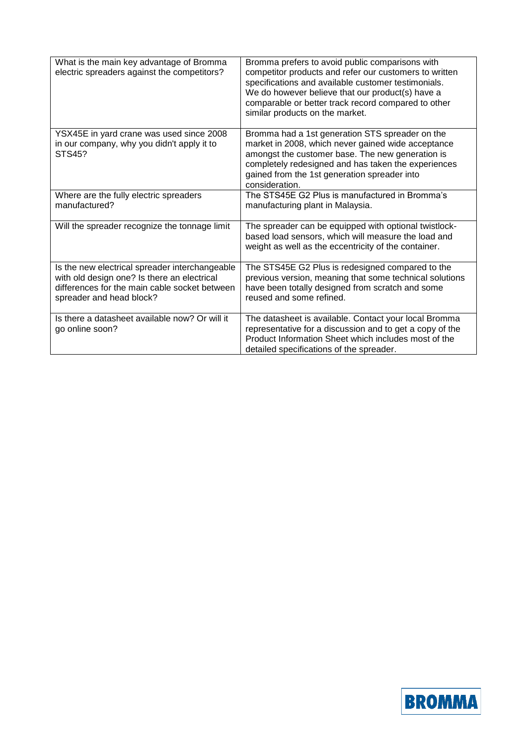| | |
|---|---|
| What is the main key advantage of Bromma electric spreaders against the competitors? | Bromma prefers to avoid public comparisons with competitor products and refer our customers to written specifications and available customer testimonials. We do however believe that our product(s) have a comparable or better track record compared to other similar products on the market. |
| YSX45E in yard crane was used since 2008 in our company, why you didn't apply it to STS45? | Bromma had a 1st generation STS spreader on the market in 2008, which never gained wide acceptance amongst the customer base. The new generation is completely redesigned and has taken the experiences gained from the 1st generation spreader into consideration. |
| Where are the fully electric spreaders manufactured? | The STS45E G2 Plus is manufactured in Bromma's manufacturing plant in Malaysia. |
| Will the spreader recognize the tonnage limit | The spreader can be equipped with optional twistlock-based load sensors, which will measure the load and weight as well as the eccentricity of the container. |
| Is the new electrical spreader interchangeable with old design one? Is there an electrical differences for the main cable socket between spreader and head block? | The STS45E G2 Plus is redesigned compared to the previous version, meaning that some technical solutions have been totally designed from scratch and some reused and some refined. |
| Is there a datasheet available now? Or will it go online soon? | The datasheet is available. Contact your local Bromma representative for a discussion and to get a copy of the Product Information Sheet which includes most of the detailed specifications of the spreader. |